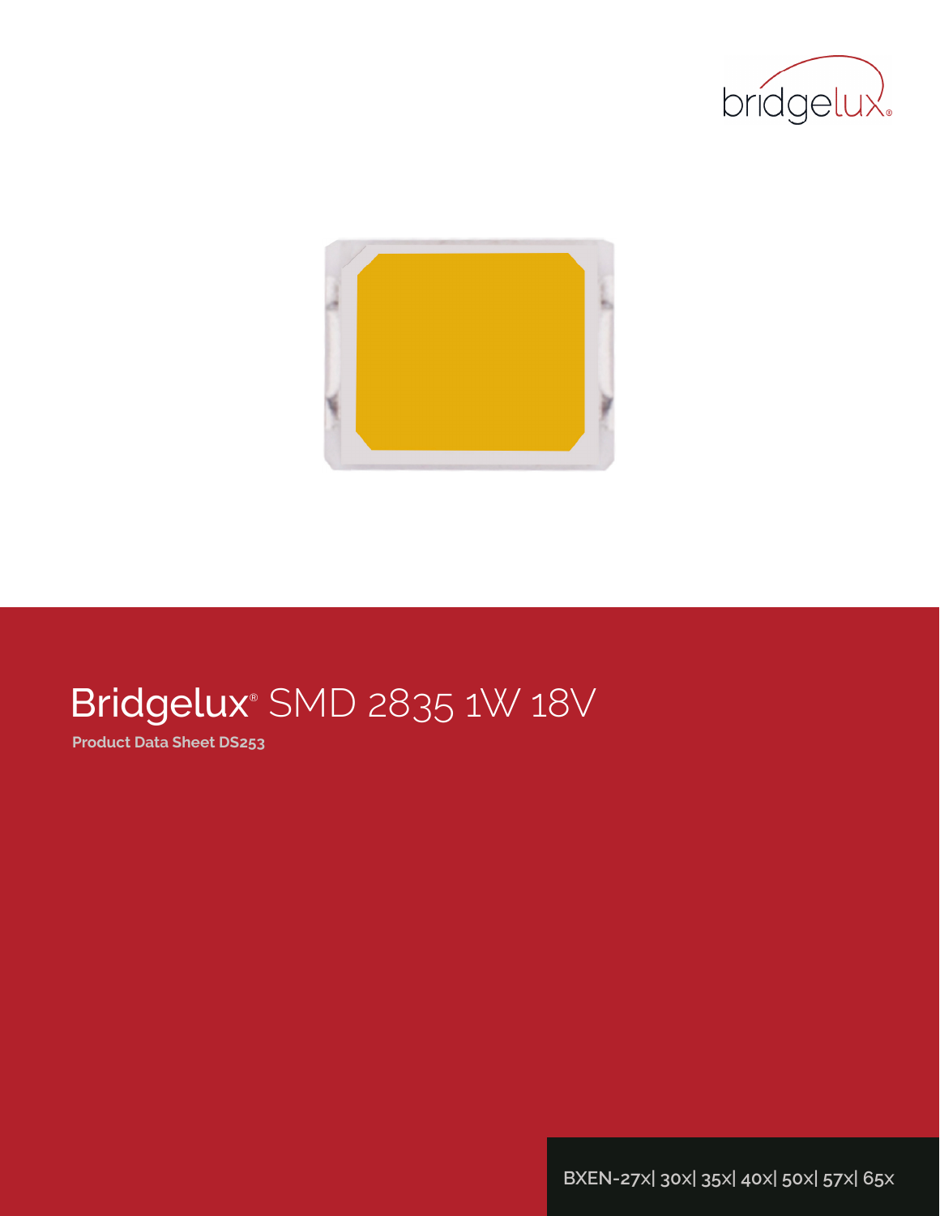# Bridgelux® SMD 2835 1W 18V

**Product Data Sheet DS253**

BXEN-27x| 30x| 35x| 40x| 50x| 57x| 65x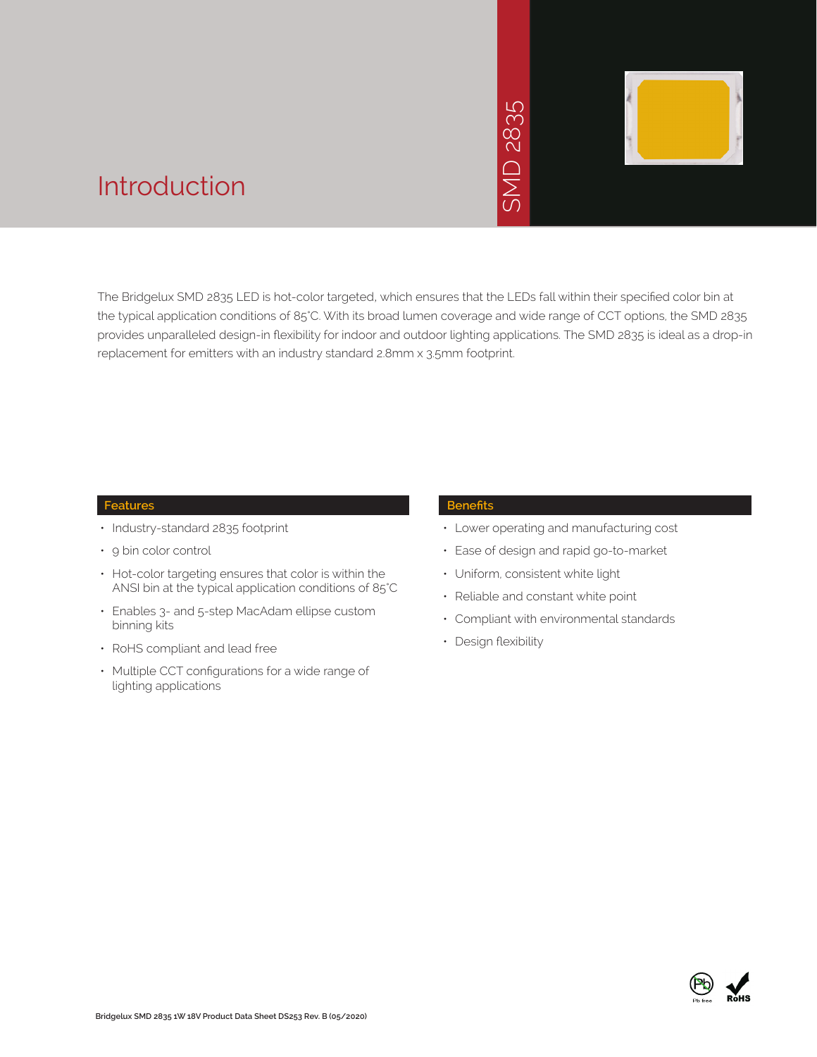# Introduction

SMD 2835

The Bridgelux SMD 2835 LED is hot-color targeted, which ensures that the LEDs fall within their specified color bin at the typical application conditions of 85°C. With its broad lumen coverage and wide range of CCT options, the SMD 2835 provides unparalleled design-in flexibility for indoor and outdoor lighting applications. The SMD 2835 is ideal as a drop-in replacement for emitters with an industry standard 2.8mm x 3.5mm footprint.

## Features

- Industry-standard 2835 footprint
- 9 bin color control
- Hot-color targeting ensures that color is within the ANSI bin at the typical application conditions of 85°C
- Enables 3- and 5-step MacAdam ellipse custom binning kits
- RoHS compliant and lead free
- Multiple CCT configurations for a wide range of lighting applications

## Benefits

- Lower operating and manufacturing cost
- Ease of design and rapid go-to-market
- Uniform, consistent white light
- Reliable and constant white point
- Compliant with environmental standards
- Design flexibility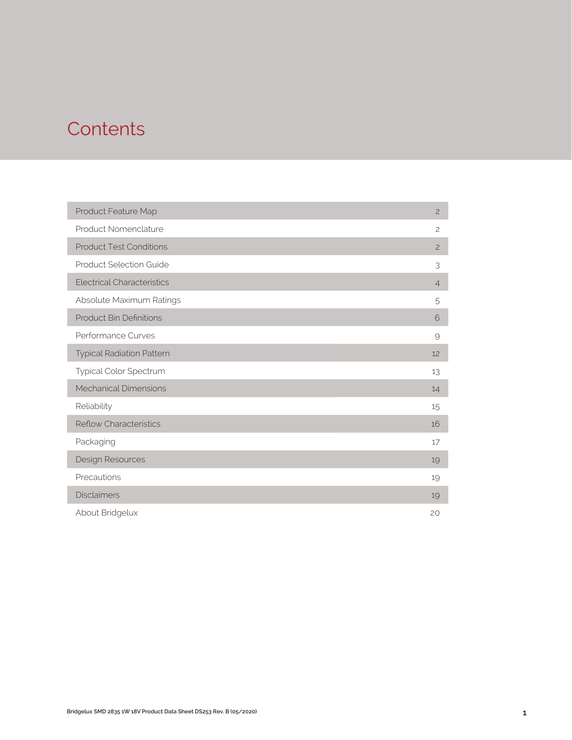# Contents

| Section | Page |
|---|---|
| Product Feature Map | 2 |
| Product Nomenclature | 2 |
| Product Test Conditions | 2 |
| Product Selection Guide | 3 |
| Electrical Characteristics | 4 |
| Absolute Maximum Ratings | 5 |
| Product Bin Definitions | 6 |
| Performance Curves | 9 |
| Typical Radiation Pattern | 12 |
| Typical Color Spectrum | 13 |
| Mechanical Dimensions | 14 |
| Reliability | 15 |
| Reflow Characteristics | 16 |
| Packaging | 17 |
| Design Resources | 19 |
| Precautions | 19 |
| Disclaimers | 19 |
| About Bridgelux | 20 |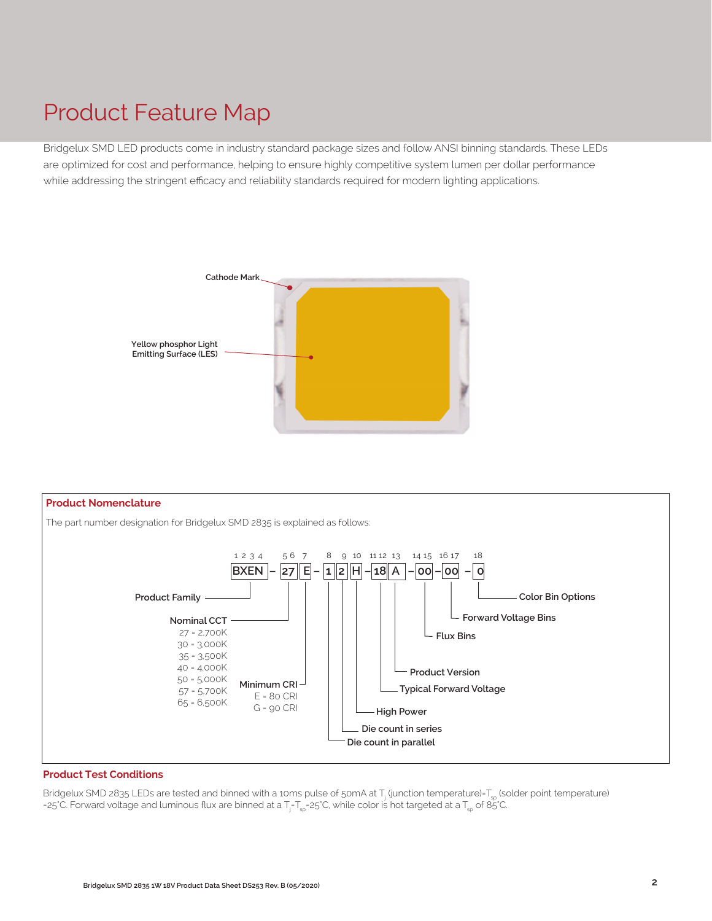# Product Feature Map

Bridgelux SMD LED products come in industry standard package sizes and follow ANSI binning standards. These LEDs are optimized for cost and performance, helping to ensure highly competitive system lumen per dollar performance while addressing the stringent efficacy and reliability standards required for modern lighting applications.

Cathode Mark

Yellow phosphor Light Emitting Surface (LES)

## Product Nomenclature

The part number designation for Bridgelux SMD 2835 is explained as follows:

| 1 2 3 4 | | 5 6 | 7 | | 8 | 9 | 10 | | 11 12 | 13 | | 14 15 | | 16 17 | | 18 |
|---|---|---|---|---|---|---|---|---|---|---|---|---|---|---|---|---|
| BXEN | – | 27 | E | – | 1 | 2 | H | – | 18 | A | – | 00 | – | 00 | – | 0 |

- 1 2 3 4 – Product Family
- 5 6 – Nominal CCT
  - 27 = 2,700K
  - 30 = 3,000K
  - 35 = 3,500K
  - 40 = 4,000K
  - 50 = 5,000K
  - 57 = 5,700K
  - 65 = 6,500K
- 7 – Minimum CRI
  - E = 80 CRI
  - G = 90 CRI
- 8 – Die count in parallel
- 9 – Die count in series
- 10 – High Power
- 11 12 – Typical Forward Voltage
- 13 – Product Version
- 14 15 – Flux Bins
- 16 17 – Forward Voltage Bins
- 18 – Color Bin Options

## Product Test Conditions

Bridgelux SMD 2835 LEDs are tested and binned with a 10ms pulse of 50mA at $T_j$ (junction temperature)=$T_{sp}$ (solder point temperature) =25°C. Forward voltage and luminous flux are binned at a $T_j$=$T_{sp}$=25°C, while color is hot targeted at a $T_{sp}$ of 85°C.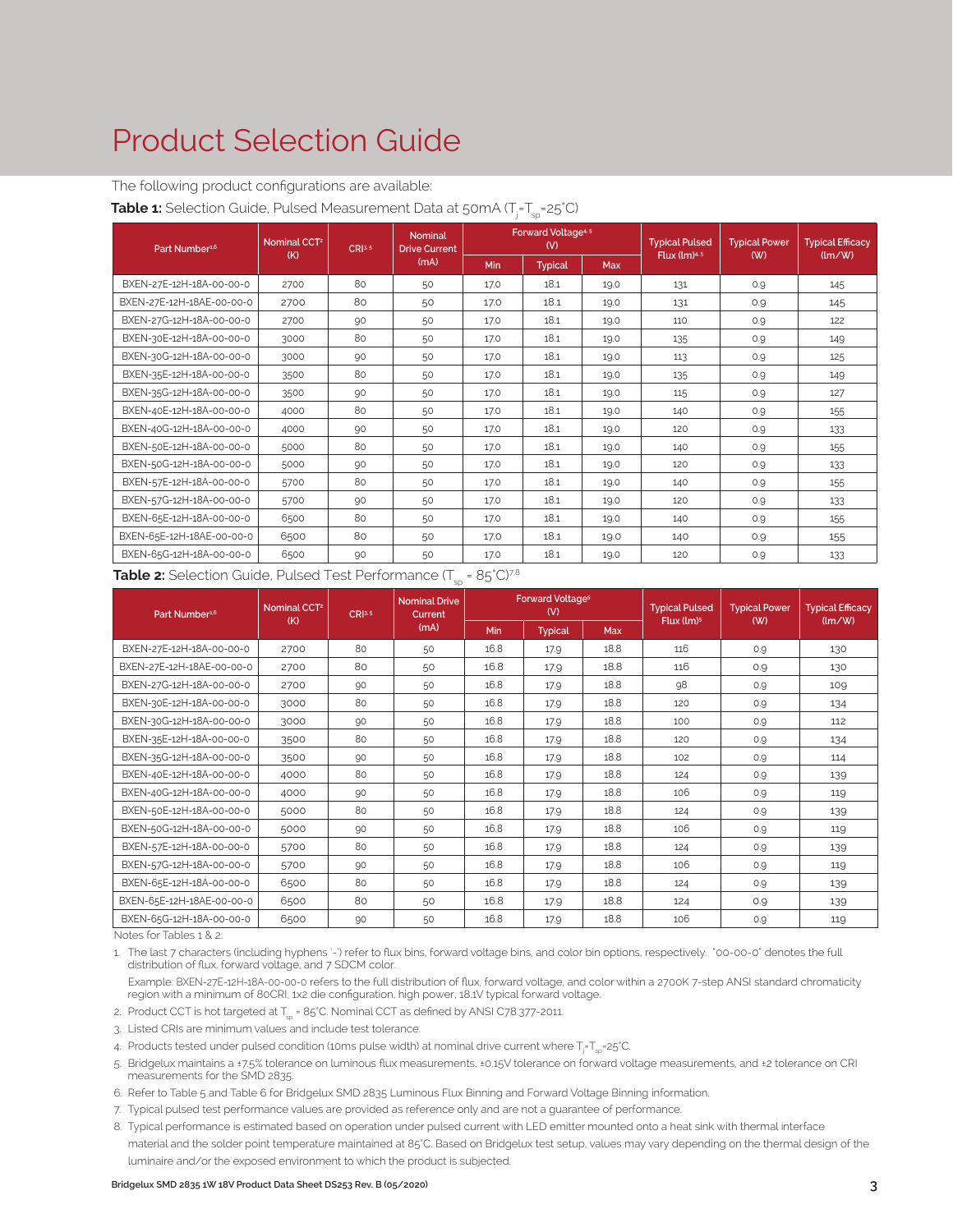# Product Selection Guide

The following product configurations are available:

**Table 1:** Selection Guide, Pulsed Measurement Data at 50mA ($T_j$=$T_{sp}$=25°C)

| Part Number[1,6] | Nominal CCT[2] (K) | CRI[3,5] | Nominal Drive Current (mA) | Forward Voltage[4,5] (V) | | | Typical Pulsed Flux (lm)[4,5] | Typical Power (W) | Typical Efficacy (lm/W) |
|---|---|---|---|---|---|---|---|---|---|
| | | | | Min | Typical | Max | | | |
| BXEN-27E-12H-18A-00-00-0 | 2700 | 80 | 50 | 17.0 | 18.1 | 19.0 | 131 | 0.9 | 145 |
| BXEN-27E-12H-18AE-00-00-0 | 2700 | 80 | 50 | 17.0 | 18.1 | 19.0 | 131 | 0.9 | 145 |
| BXEN-27G-12H-18A-00-00-0 | 2700 | 90 | 50 | 17.0 | 18.1 | 19.0 | 110 | 0.9 | 122 |
| BXEN-30E-12H-18A-00-00-0 | 3000 | 80 | 50 | 17.0 | 18.1 | 19.0 | 135 | 0.9 | 149 |
| BXEN-30G-12H-18A-00-00-0 | 3000 | 90 | 50 | 17.0 | 18.1 | 19.0 | 113 | 0.9 | 125 |
| BXEN-35E-12H-18A-00-00-0 | 3500 | 80 | 50 | 17.0 | 18.1 | 19.0 | 135 | 0.9 | 149 |
| BXEN-35G-12H-18A-00-00-0 | 3500 | 90 | 50 | 17.0 | 18.1 | 19.0 | 115 | 0.9 | 127 |
| BXEN-40E-12H-18A-00-00-0 | 4000 | 80 | 50 | 17.0 | 18.1 | 19.0 | 140 | 0.9 | 155 |
| BXEN-40G-12H-18A-00-00-0 | 4000 | 90 | 50 | 17.0 | 18.1 | 19.0 | 120 | 0.9 | 133 |
| BXEN-50E-12H-18A-00-00-0 | 5000 | 80 | 50 | 17.0 | 18.1 | 19.0 | 140 | 0.9 | 155 |
| BXEN-50G-12H-18A-00-00-0 | 5000 | 90 | 50 | 17.0 | 18.1 | 19.0 | 120 | 0.9 | 133 |
| BXEN-57E-12H-18A-00-00-0 | 5700 | 80 | 50 | 17.0 | 18.1 | 19.0 | 140 | 0.9 | 155 |
| BXEN-57G-12H-18A-00-00-0 | 5700 | 90 | 50 | 17.0 | 18.1 | 19.0 | 120 | 0.9 | 133 |
| BXEN-65E-12H-18A-00-00-0 | 6500 | 80 | 50 | 17.0 | 18.1 | 19.0 | 140 | 0.9 | 155 |
| BXEN-65E-12H-18AE-00-00-0 | 6500 | 80 | 50 | 17.0 | 18.1 | 19.0 | 140 | 0.9 | 155 |
| BXEN-65G-12H-18A-00-00-0 | 6500 | 90 | 50 | 17.0 | 18.1 | 19.0 | 120 | 0.9 | 133 |

**Table 2:** Selection Guide, Pulsed Test Performance ($T_{sp}$ = 85°C)[7,8]

| Part Number[1,6] | Nominal CCT[2] (K) | CRI[3,5] | Nominal Drive Current (mA) | Forward Voltage[5] (V) | | | Typical Pulsed Flux (lm)[5] | Typical Power (W) | Typical Efficacy (lm/W) |
|---|---|---|---|---|---|---|---|---|---|
| | | | | Min | Typical | Max | | | |
| BXEN-27E-12H-18A-00-00-0 | 2700 | 80 | 50 | 16.8 | 17.9 | 18.8 | 116 | 0.9 | 130 |
| BXEN-27E-12H-18AE-00-00-0 | 2700 | 80 | 50 | 16.8 | 17.9 | 18.8 | 116 | 0.9 | 130 |
| BXEN-27G-12H-18A-00-00-0 | 2700 | 90 | 50 | 16.8 | 17.9 | 18.8 | 98 | 0.9 | 109 |
| BXEN-30E-12H-18A-00-00-0 | 3000 | 80 | 50 | 16.8 | 17.9 | 18.8 | 120 | 0.9 | 134 |
| BXEN-30G-12H-18A-00-00-0 | 3000 | 90 | 50 | 16.8 | 17.9 | 18.8 | 100 | 0.9 | 112 |
| BXEN-35E-12H-18A-00-00-0 | 3500 | 80 | 50 | 16.8 | 17.9 | 18.8 | 120 | 0.9 | 134 |
| BXEN-35G-12H-18A-00-00-0 | 3500 | 90 | 50 | 16.8 | 17.9 | 18.8 | 102 | 0.9 | 114 |
| BXEN-40E-12H-18A-00-00-0 | 4000 | 80 | 50 | 16.8 | 17.9 | 18.8 | 124 | 0.9 | 139 |
| BXEN-40G-12H-18A-00-00-0 | 4000 | 90 | 50 | 16.8 | 17.9 | 18.8 | 106 | 0.9 | 119 |
| BXEN-50E-12H-18A-00-00-0 | 5000 | 80 | 50 | 16.8 | 17.9 | 18.8 | 124 | 0.9 | 139 |
| BXEN-50G-12H-18A-00-00-0 | 5000 | 90 | 50 | 16.8 | 17.9 | 18.8 | 106 | 0.9 | 119 |
| BXEN-57E-12H-18A-00-00-0 | 5700 | 80 | 50 | 16.8 | 17.9 | 18.8 | 124 | 0.9 | 139 |
| BXEN-57G-12H-18A-00-00-0 | 5700 | 90 | 50 | 16.8 | 17.9 | 18.8 | 106 | 0.9 | 119 |
| BXEN-65E-12H-18A-00-00-0 | 6500 | 80 | 50 | 16.8 | 17.9 | 18.8 | 124 | 0.9 | 139 |
| BXEN-65E-12H-18AE-00-00-0 | 6500 | 80 | 50 | 16.8 | 17.9 | 18.8 | 124 | 0.9 | 139 |
| BXEN-65G-12H-18A-00-00-0 | 6500 | 90 | 50 | 16.8 | 17.9 | 18.8 | 106 | 0.9 | 119 |

Notes for Tables 1 & 2:

1. The last 7 characters (including hyphens '-') refer to flux bins, forward voltage bins, and color bin options, respectively. "00-00-0" denotes the full distribution of flux, forward voltage, and 7 SDCM color.

   Example: BXEN-27E-12H-18A-00-00-0 refers to the full distribution of flux, forward voltage, and color within a 2700K 7-step ANSI standard chromaticity region with a minimum of 80CRI, 1x2 die configuration, high power, 18.1V typical forward voltage.
2. Product CCT is hot targeted at $T_{sp}$ = 85°C. Nominal CCT as defined by ANSI C78.377-2011.
3. Listed CRIs are minimum values and include test tolerance.
4. Products tested under pulsed condition (10ms pulse width) at nominal drive current where $T_j$=$T_{sp}$=25°C.
5. Bridgelux maintains a ±7.5% tolerance on luminous flux measurements, ±0.15V tolerance on forward voltage measurements, and ±2 tolerance on CRI measurements for the SMD 2835.
6. Refer to Table 5 and Table 6 for Bridgelux SMD 2835 Luminous Flux Binning and Forward Voltage Binning information.
7. Typical pulsed test performance values are provided as reference only and are not a guarantee of performance.
8. Typical performance is estimated based on operation under pulsed current with LED emitter mounted onto a heat sink with thermal interface material and the solder point temperature maintained at 85°C. Based on Bridgelux test setup, values may vary depending on the thermal design of the luminaire and/or the exposed environment to which the product is subjected.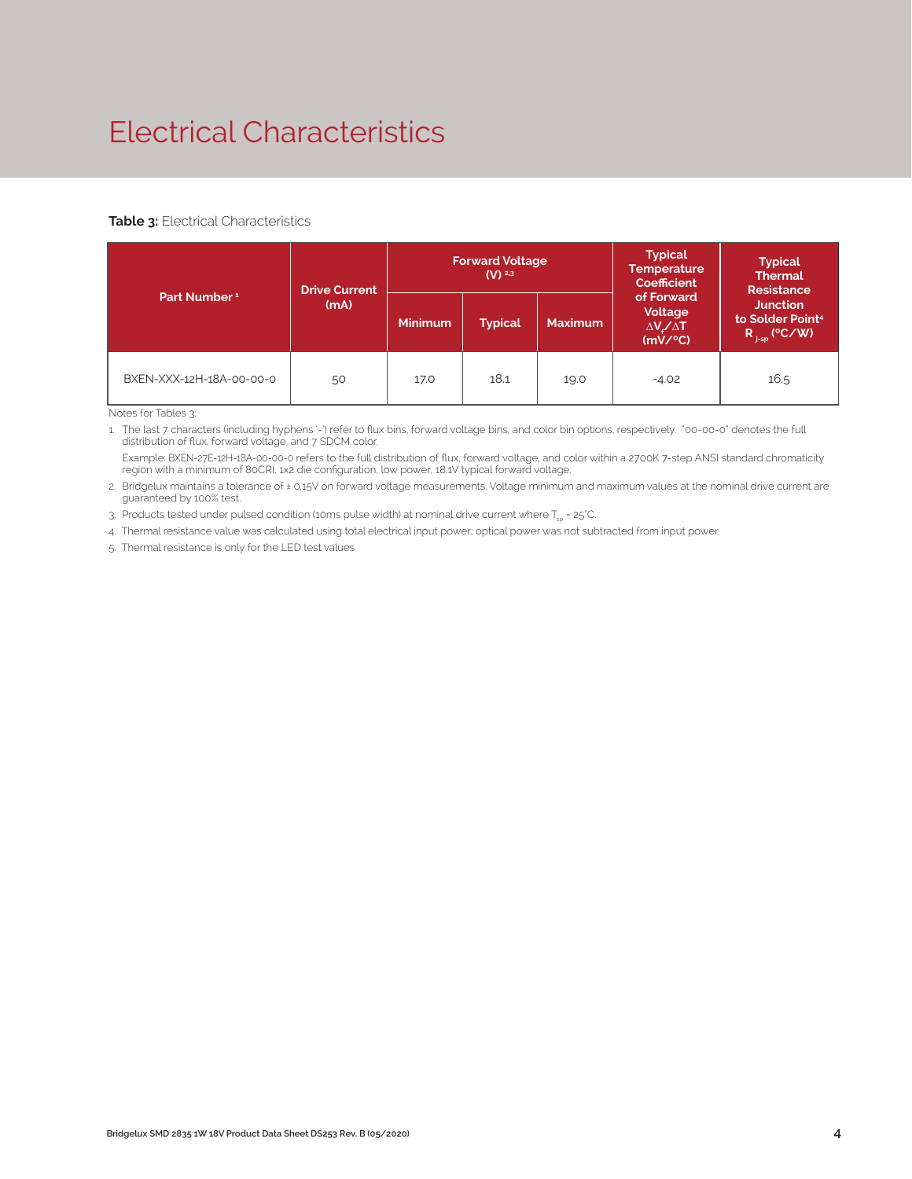# Electrical Characteristics

**Table 3:** Electrical Characteristics

| Part Number [1] | Drive Current (mA) | Forward Voltage (V) [2,3] | | | Typical Temperature Coefficient of Forward Voltage $\Delta V_f / \Delta T$ (mV/°C) | Typical Thermal Resistance Junction to Solder Point[4] $R_{j-sp}$ (°C/W) |
|---|---|---|---|---|---|---|
| | | Minimum | Typical | Maximum | | |
| BXEN-XXX-12H-18A-00-00-0 | 50 | 17.0 | 18.1 | 19.0 | -4.02 | 16.5 |

Notes for Tables 3:

1. The last 7 characters (including hyphens '-') refer to flux bins, forward voltage bins, and color bin options, respectively. "00-00-0" denotes the full distribution of flux, forward voltage, and 7 SDCM color.

   Example: BXEN-27E-12H-18A-00-00-0 refers to the full distribution of flux, forward voltage, and color within a 2700K 7-step ANSI standard chromaticity region with a minimum of 80CRI, 1x2 die configuration, low power, 18.1V typical forward voltage.

2. Bridgelux maintains a tolerance of ± 0.15V on forward voltage measurements. Voltage minimum and maximum values at the nominal drive current are guaranteed by 100% test.
3. Products tested under pulsed condition (10ms pulse width) at nominal drive current where $T_{sp}$ = 25°C.
4. Thermal resistance value was calculated using total electrical input power; optical power was not subtracted from input power.
5. Thermal resistance is only for the LED test values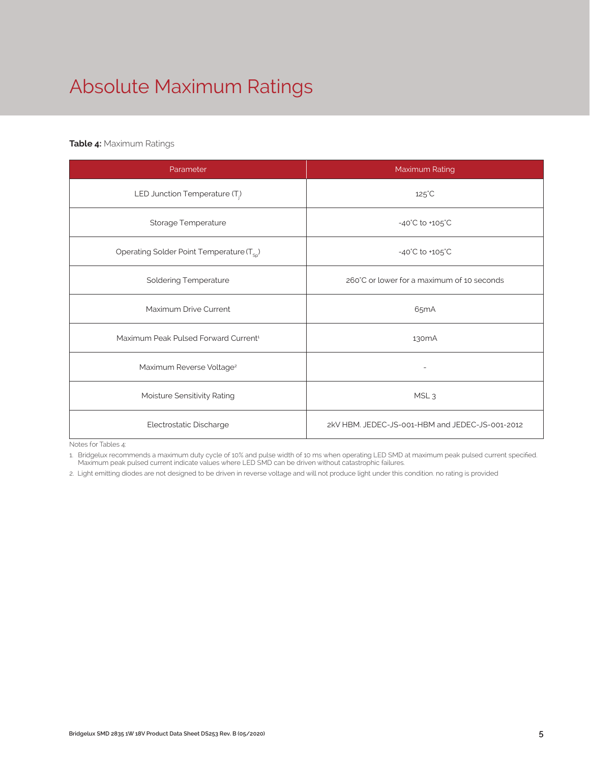# Absolute Maximum Ratings

**Table 4:** Maximum Ratings

| Parameter | Maximum Rating |
|---|---|
| LED Junction Temperature ($T_j$) | 125°C |
| Storage Temperature | -40°C to +105°C |
| Operating Solder Point Temperature ($T_{Sp}$) | -40°C to +105°C |
| Soldering Temperature | 260°C or lower for a maximum of 10 seconds |
| Maximum Drive Current | 65mA |
| Maximum Peak Pulsed Forward Current[1] | 130mA |
| Maximum Reverse Voltage[2] | - |
| Moisture Sensitivity Rating | MSL 3 |
| Electrostatic Discharge | 2kV HBM. JEDEC-JS-001-HBM and JEDEC-JS-001-2012 |

Notes for Tables 4:

1. Bridgelux recommends a maximum duty cycle of 10% and pulse width of 10 ms when operating LED SMD at maximum peak pulsed current specified. Maximum peak pulsed current indicate values where LED SMD can be driven without catastrophic failures.
2. Light emitting diodes are not designed to be driven in reverse voltage and will not produce light under this condition. no rating is provided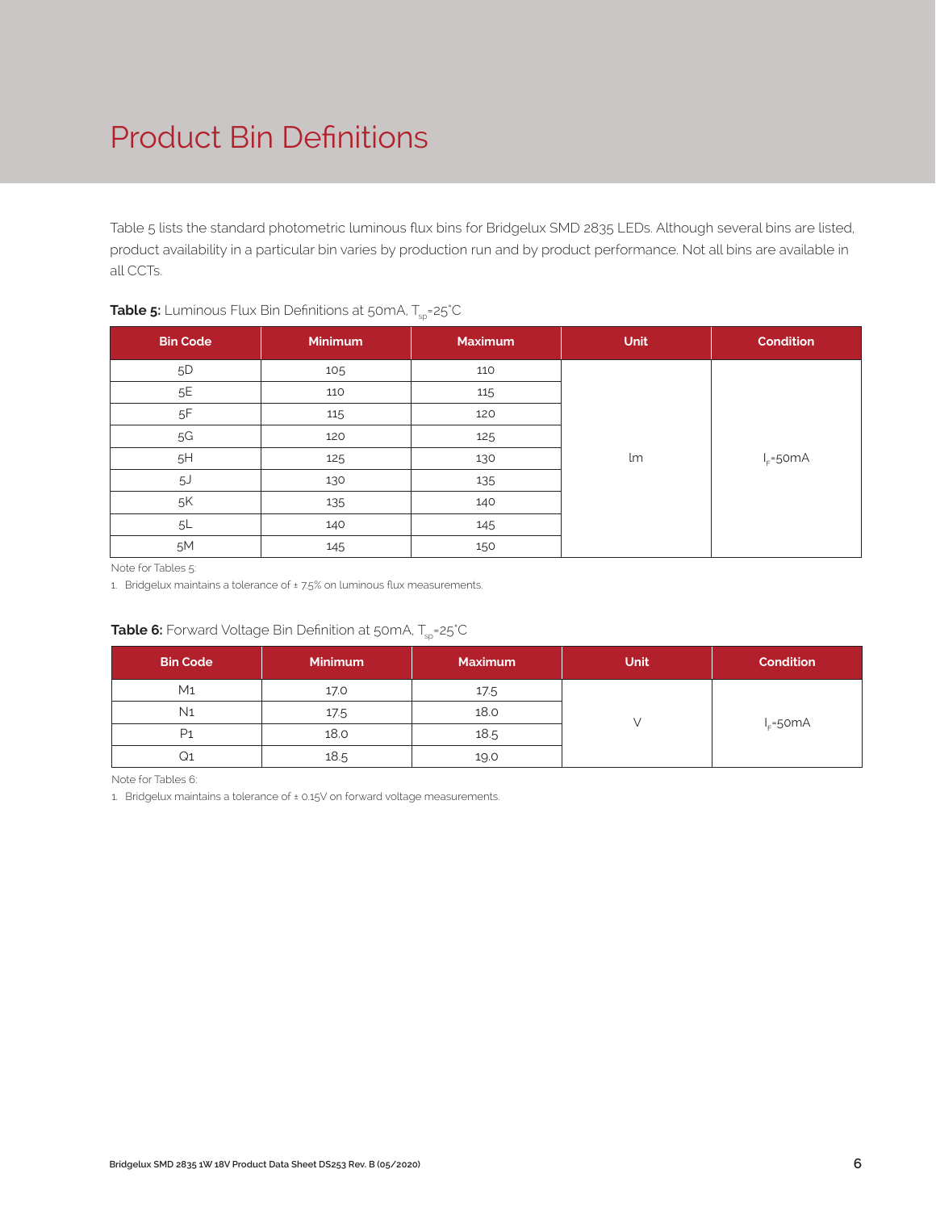# Product Bin Definitions

Table 5 lists the standard photometric luminous flux bins for Bridgelux SMD 2835 LEDs. Although several bins are listed, product availability in a particular bin varies by production run and by product performance. Not all bins are available in all CCTs.

**Table 5:** Luminous Flux Bin Definitions at 50mA, $T_{sp}$=25°C

| Bin Code | Minimum | Maximum | Unit | Condition |
|---|---|---|---|---|
| 5D | 105 | 110 | lm | $I_F$=50mA |
| 5E | 110 | 115 | | |
| 5F | 115 | 120 | | |
| 5G | 120 | 125 | | |
| 5H | 125 | 130 | | |
| 5J | 130 | 135 | | |
| 5K | 135 | 140 | | |
| 5L | 140 | 145 | | |
| 5M | 145 | 150 | | |

Note for Tables 5:

1. Bridgelux maintains a tolerance of ± 7.5% on luminous flux measurements.

**Table 6:** Forward Voltage Bin Definition at 50mA, $T_{sp}$=25°C

| Bin Code | Minimum | Maximum | Unit | Condition |
|---|---|---|---|---|
| M1 | 17.0 | 17.5 | V | $I_F$=50mA |
| N1 | 17.5 | 18.0 | | |
| P1 | 18.0 | 18.5 | | |
| Q1 | 18.5 | 19.0 | | |

Note for Tables 6:

1. Bridgelux maintains a tolerance of ± 0.15V on forward voltage measurements.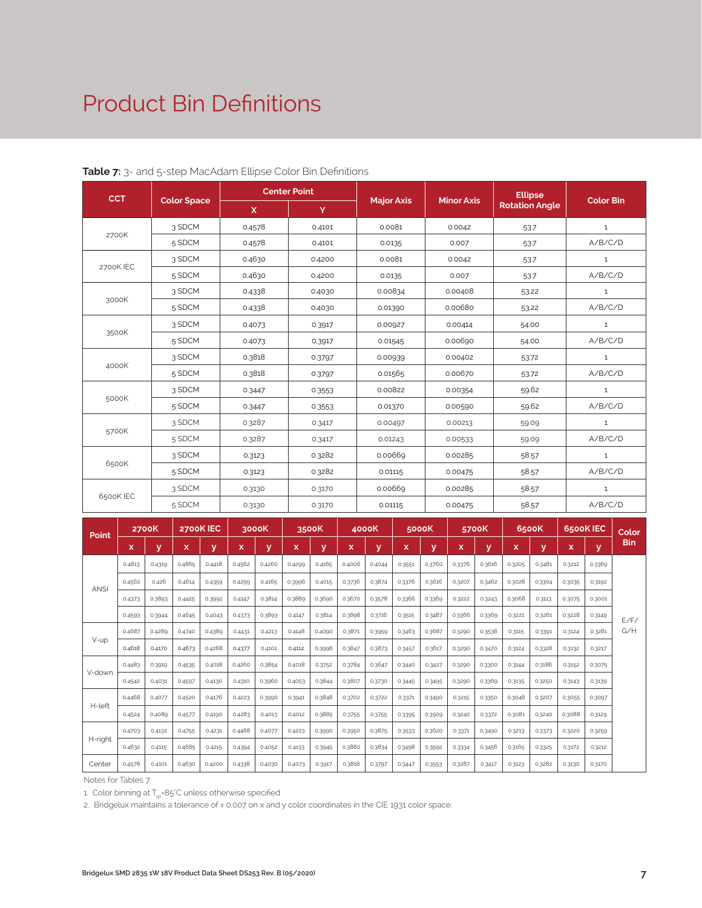# Product Bin Definitions

**Table 7:** 3- and 5-step MacAdam Ellipse Color Bin Definitions

| CCT | Color Space | Center Point | | Major Axis | Minor Axis | Ellipse Rotation Angle | Color Bin |
|---|---|---|---|---|---|---|---|
| | | X | Y | | | | |
| 2700K | 3 SDCM | 0.4578 | 0.4101 | 0.0081 | 0.0042 | 53.7 | 1 |
| | 5 SDCM | 0.4578 | 0.4101 | 0.0135 | 0.007 | 53.7 | A/B/C/D |
| 2700K IEC | 3 SDCM | 0.4630 | 0.4200 | 0.0081 | 0.0042 | 53.7 | 1 |
| | 5 SDCM | 0.4630 | 0.4200 | 0.0135 | 0.007 | 53.7 | A/B/C/D |
| 3000K | 3 SDCM | 0.4338 | 0.4030 | 0.00834 | 0.00408 | 53.22 | 1 |
| | 5 SDCM | 0.4338 | 0.4030 | 0.01390 | 0.00680 | 53.22 | A/B/C/D |
| 3500K | 3 SDCM | 0.4073 | 0.3917 | 0.00927 | 0.00414 | 54.00 | 1 |
| | 5 SDCM | 0.4073 | 0.3917 | 0.01545 | 0.00690 | 54.00 | A/B/C/D |
| 4000K | 3 SDCM | 0.3818 | 0.3797 | 0.00939 | 0.00402 | 53.72 | 1 |
| | 5 SDCM | 0.3818 | 0.3797 | 0.01565 | 0.00670 | 53.72 | A/B/C/D |
| 5000K | 3 SDCM | 0.3447 | 0.3553 | 0.00822 | 0.00354 | 59.62 | 1 |
| | 5 SDCM | 0.3447 | 0.3553 | 0.01370 | 0.00590 | 59.62 | A/B/C/D |
| 5700K | 3 SDCM | 0.3287 | 0.3417 | 0.00497 | 0.00213 | 59.09 | 1 |
| | 5 SDCM | 0.3287 | 0.3417 | 0.01243 | 0.00533 | 59.09 | A/B/C/D |
| 6500K | 3 SDCM | 0.3123 | 0.3282 | 0.00669 | 0.00285 | 58.57 | 1 |
| | 5 SDCM | 0.3123 | 0.3282 | 0.01115 | 0.00475 | 58.57 | A/B/C/D |
| 6500K IEC | 3 SDCM | 0.3130 | 0.3170 | 0.00669 | 0.00285 | 58.57 | 1 |
| | 5 SDCM | 0.3130 | 0.3170 | 0.01115 | 0.00475 | 58.57 | A/B/C/D |

| Point | 2700K | | 2700K IEC | | 3000K | | 3500K | | 4000K | | 5000K | | 5700K | | 6500K | | 6500K IEC | | Color Bin |
|---|---|---|---|---|---|---|---|---|---|---|---|---|---|---|---|---|---|---|---|
| | x | y | x | y | x | y | x | y | x | y | x | y | x | y | x | y | x | y | |
| ANSI | 0.4813 | 0.4319 | 0.4865 | 0.4418 | 0.4562 | 0.4260 | 0.4299 | 0.4165 | 0.4006 | 0.4044 | 0.3551 | 0.3760 | 0.3376 | 0.3616 | 0.3205 | 0.3481 | 0.3212 | 0.3369 | E/F/G/H |
| | 0.4562 | 0.426 | 0.4614 | 0.4359 | 0.4299 | 0.4165 | 0.3996 | 0.4015 | 0.3736 | 0.3874 | 0.3376 | 0.3616 | 0.3207 | 0.3462 | 0.3028 | 0.3304 | 0.3035 | 0.3192 | |
| | 0.4373 | 0.3893 | 0.4425 | 0.3992 | 0.4147 | 0.3814 | 0.3889 | 0.3690 | 0.3670 | 0.3578 | 0.3366 | 0.3369 | 0.3222 | 0.3243 | 0.3068 | 0.3113 | 0.3075 | 0.3001 | |
| | 0.4593 | 0.3944 | 0.4645 | 0.4043 | 0.4373 | 0.3893 | 0.4147 | 0.3814 | 0.3898 | 0.3716 | 0.3515 | 0.3487 | 0.3366 | 0.3369 | 0.3221 | 0.3261 | 0.3228 | 0.3149 | |
| V-up | 0.4687 | 0.4289 | 0.4740 | 0.4389 | 0.4431 | 0.4213 | 0.4148 | 0.4090 | 0.3871 | 0.3959 | 0.3463 | 0.3687 | 0.3290 | 0.3538 | 0.3115 | 0.3391 | 0.3124 | 0.3281 | |
| | 0.4618 | 0.4170 | 0.4673 | 0.4268 | 0.4377 | 0.4101 | 0.4112 | 0.3996 | 0.3847 | 0.3873 | 0.3457 | 0.3617 | 0.3290 | 0.3470 | 0.3124 | 0.3328 | 0.3132 | 0.3217 | |
| V-down | 0.4483 | 0.3919 | 0.4535 | 0.4018 | 0.4260 | 0.3854 | 0.4018 | 0.3752 | 0.3784 | 0.3647 | 0.3440 | 0.3427 | 0.3290 | 0.3300 | 0.3144 | 0.3186 | 0.3152 | 0.3075 | |
| | 0.4542 | 0.4031 | 0.4597 | 0.4130 | 0.4310 | 0.3960 | 0.4053 | 0.3844 | 0.3807 | 0.3730 | 0.3445 | 0.3495 | 0.3290 | 0.3369 | 0.3135 | 0.3250 | 0.3143 | 0.3139 | |
| H-left | 0.4468 | 0.4077 | 0.4520 | 0.4176 | 0.4223 | 0.3990 | 0.3941 | 0.3848 | 0.3702 | 0.3722 | 0.3371 | 0.3490 | 0.3215 | 0.3350 | 0.3048 | 0.3207 | 0.3055 | 0.3097 | |
| | 0.4524 | 0.4089 | 0.4577 | 0.4190 | 0.4283 | 0.4013 | 0.4012 | 0.3885 | 0.3755 | 0.3755 | 0.3395 | 0.3509 | 0.3240 | 0.3372 | 0.3081 | 0.3240 | 0.3088 | 0.3129 | |
| H-right | 0.4703 | 0.4132 | 0.4755 | 0.4231 | 0.4468 | 0.4077 | 0.4223 | 0.3990 | 0.3950 | 0.3875 | 0.3533 | 0.3620 | 0.3371 | 0.3490 | 0.3213 | 0.3373 | 0.3220 | 0.3259 | |
| | 0.4632 | 0.4115 | 0.4685 | 0.4215 | 0.4394 | 0.4052 | 0.4133 | 0.3945 | 0.3880 | 0.3834 | 0.3498 | 0.3592 | 0.3334 | 0.3456 | 0.3165 | 0.3325 | 0.3172 | 0.3212 | |
| Center | 0.4578 | 0.4101 | 0.4630 | 0.4200 | 0.4338 | 0.4030 | 0.4073 | 0.3917 | 0.3818 | 0.3797 | 0.3447 | 0.3553 | 0.3287 | 0.3417 | 0.3123 | 0.3282 | 0.3130 | 0.3170 | |

Notes for Tables 7:

1. Color binning at $T_{sp}$=85°C unless otherwise specified
2. Bridgelux maintains a tolerance of ± 0.007 on x and y color coordinates in the CIE 1931 color space.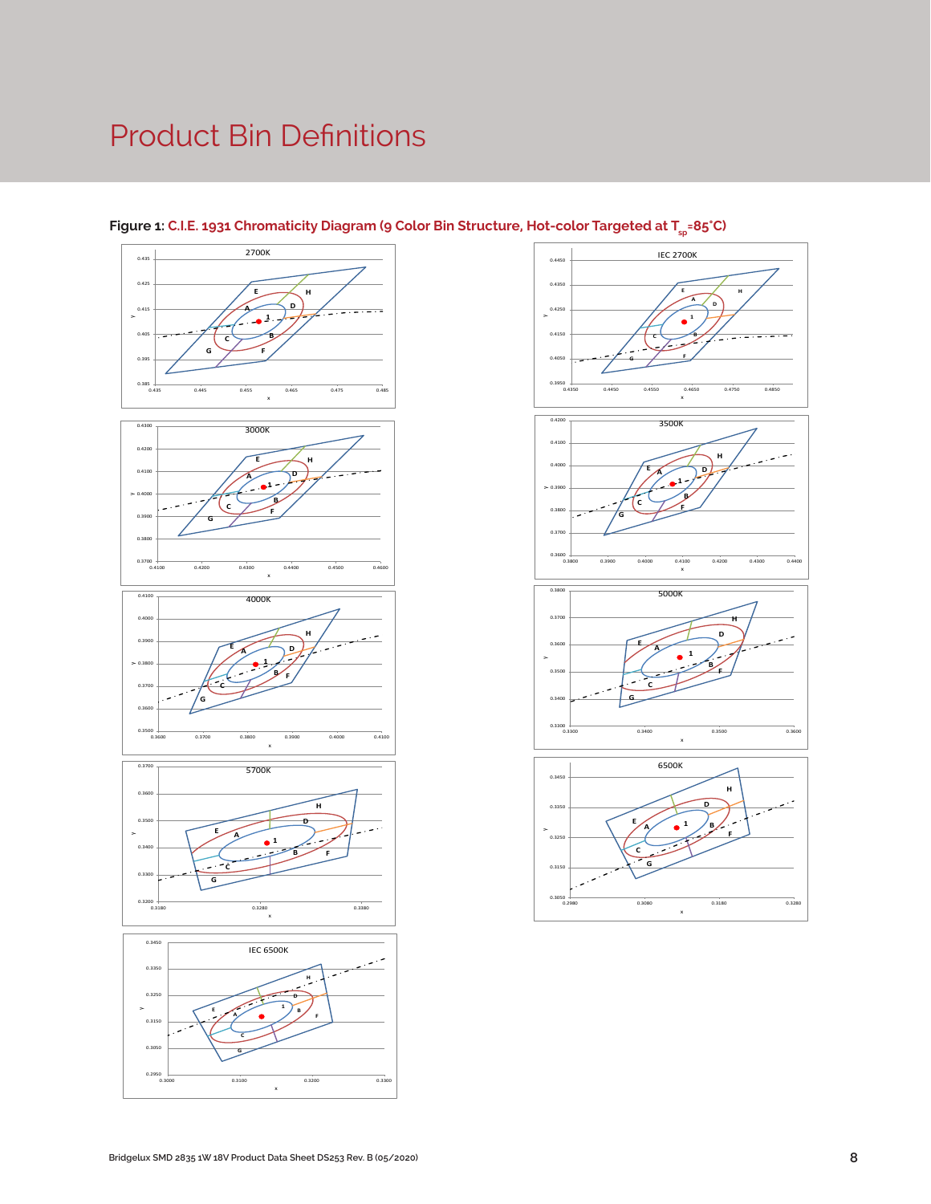# Product Bin Definitions

**Figure 1:** C.I.E. 1931 Chromaticity Diagram (9 Color Bin Structure, Hot-color Targeted at $T_{sp}$=85˚C)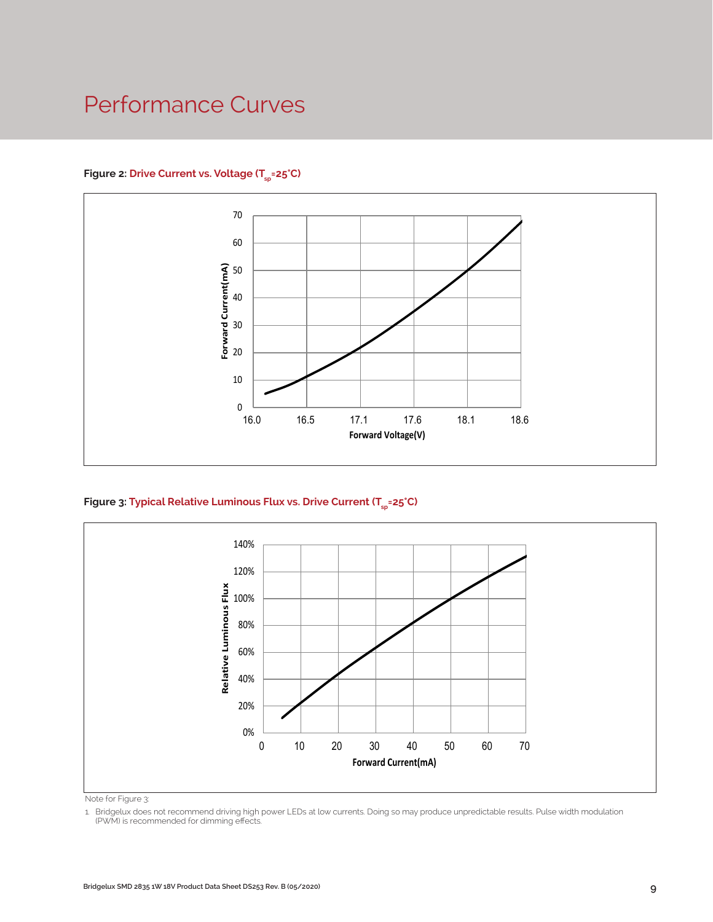# Performance Curves

**Figure 2: Drive Current vs. Voltage ($T_{sp}$=25°C)**

**Figure 3: Typical Relative Luminous Flux vs. Drive Current ($T_{sp}$=25°C)**

Note for Figure 3:

1. Bridgelux does not recommend driving high power LEDs at low currents. Doing so may produce unpredictable results. Pulse width modulation (PWM) is recommended for dimming effects.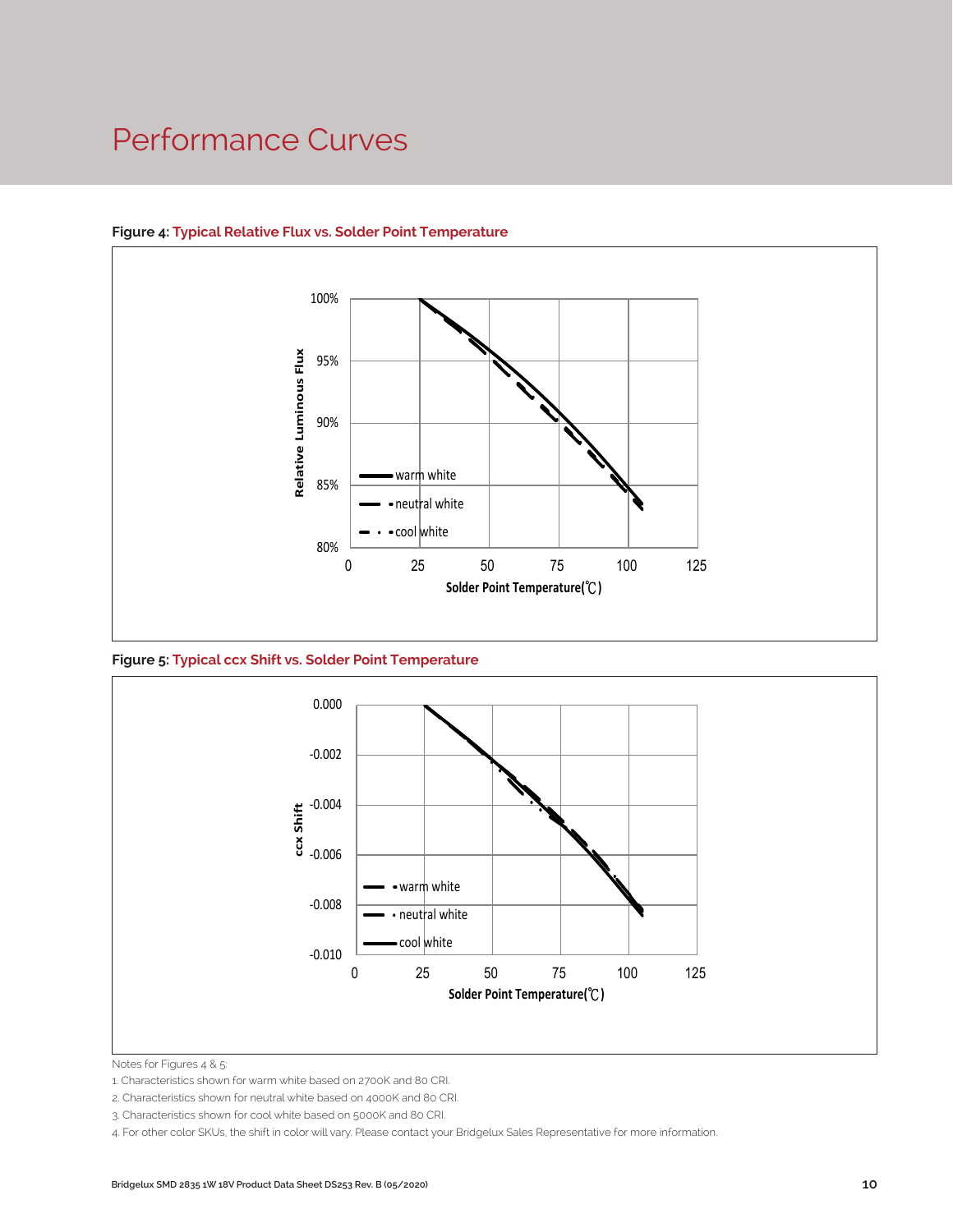# Performance Curves

**Figure 4: Typical Relative Flux vs. Solder Point Temperature**

**Figure 5: Typical ccx Shift vs. Solder Point Temperature**

Notes for Figures 4 & 5:

1. Characteristics shown for warm white based on 2700K and 80 CRI.
2. Characteristics shown for neutral white based on 4000K and 80 CRI.
3. Characteristics shown for cool white based on 5000K and 80 CRI.
4. For other color SKUs, the shift in color will vary. Please contact your Bridgelux Sales Representative for more information.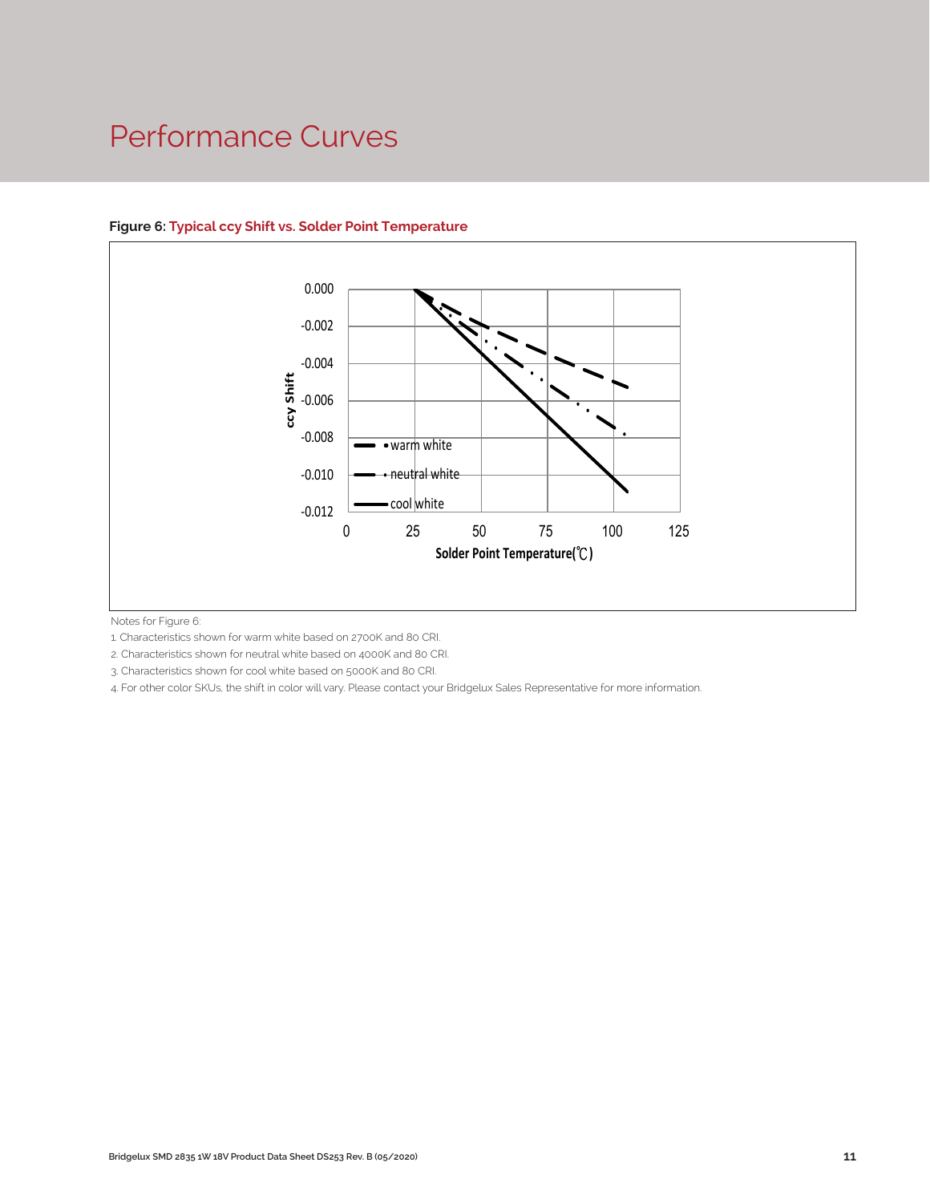# Performance Curves

**Figure 6: Typical ccy Shift vs. Solder Point Temperature**

Notes for Figure 6:

1. Characteristics shown for warm white based on 2700K and 80 CRI.
2. Characteristics shown for neutral white based on 4000K and 80 CRI.
3. Characteristics shown for cool white based on 5000K and 80 CRI.
4. For other color SKUs, the shift in color will vary. Please contact your Bridgelux Sales Representative for more information.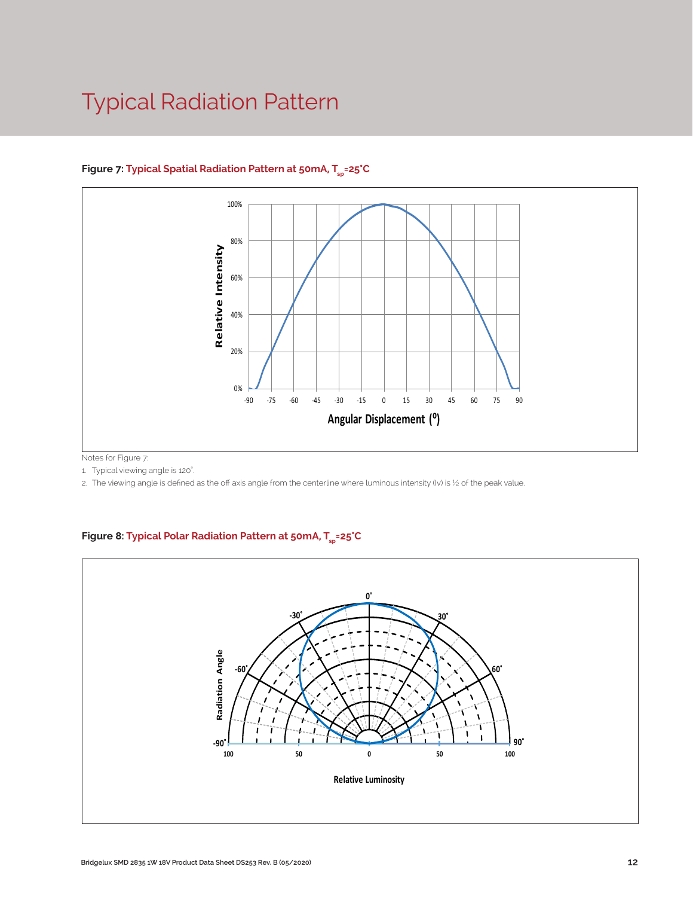# Typical Radiation Pattern

**Figure 7: Typical Spatial Radiation Pattern at 50mA, $T_{sp}$=25°C**

Notes for Figure 7:

1. Typical viewing angle is 120°.
2. The viewing angle is defined as the off axis angle from the centerline where luminous intensity (Iv) is ½ of the peak value.

**Figure 8: Typical Polar Radiation Pattern at 50mA, $T_{sp}$=25°C**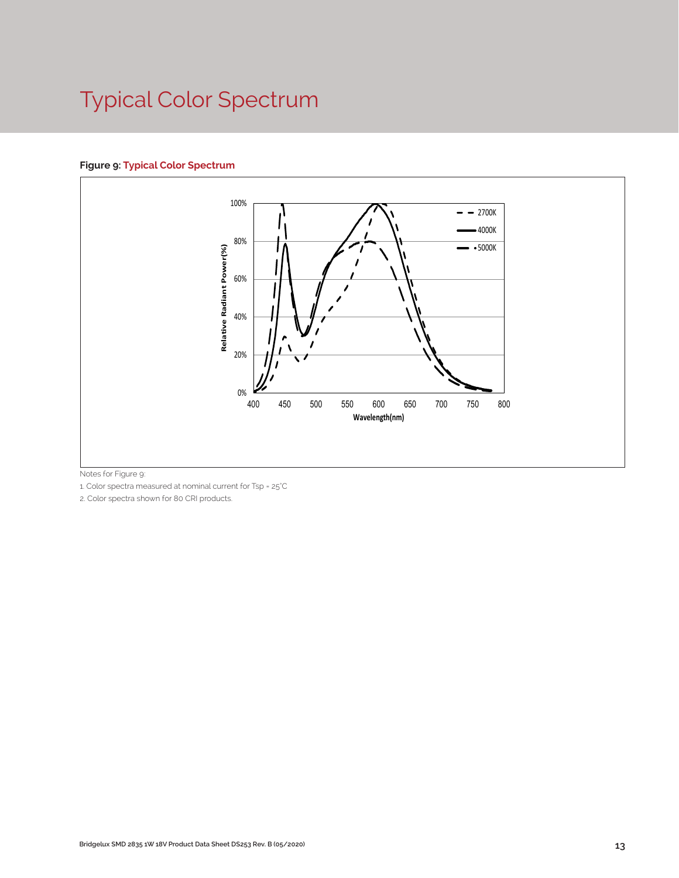# Typical Color Spectrum

**Figure 9: Typical Color Spectrum**

Notes for Figure 9:

1. Color spectra measured at nominal current for Tsp = 25°C
2. Color spectra shown for 80 CRI products.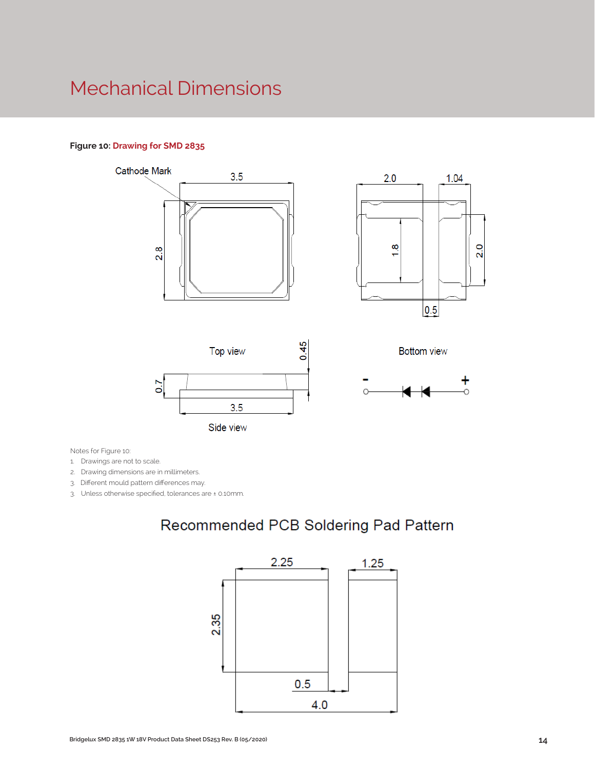# Mechanical Dimensions

**Figure 10:** Drawing for SMD 2835

Cathode Mark

3.5

2.8

Top view

2.0 1.04

1.8

2.0

0.5

Bottom view

0.45

0.7

3.5

Side view

\- +

Notes for Figure 10:

1. Drawings are not to scale.
2. Drawing dimensions are in millimeters.
3. Different mould pattern differences may.
3. Unless otherwise specified, tolerances are ± 0.10mm.

## Recommended PCB Soldering Pad Pattern

2.25 1.25

2.35

0.5

4.0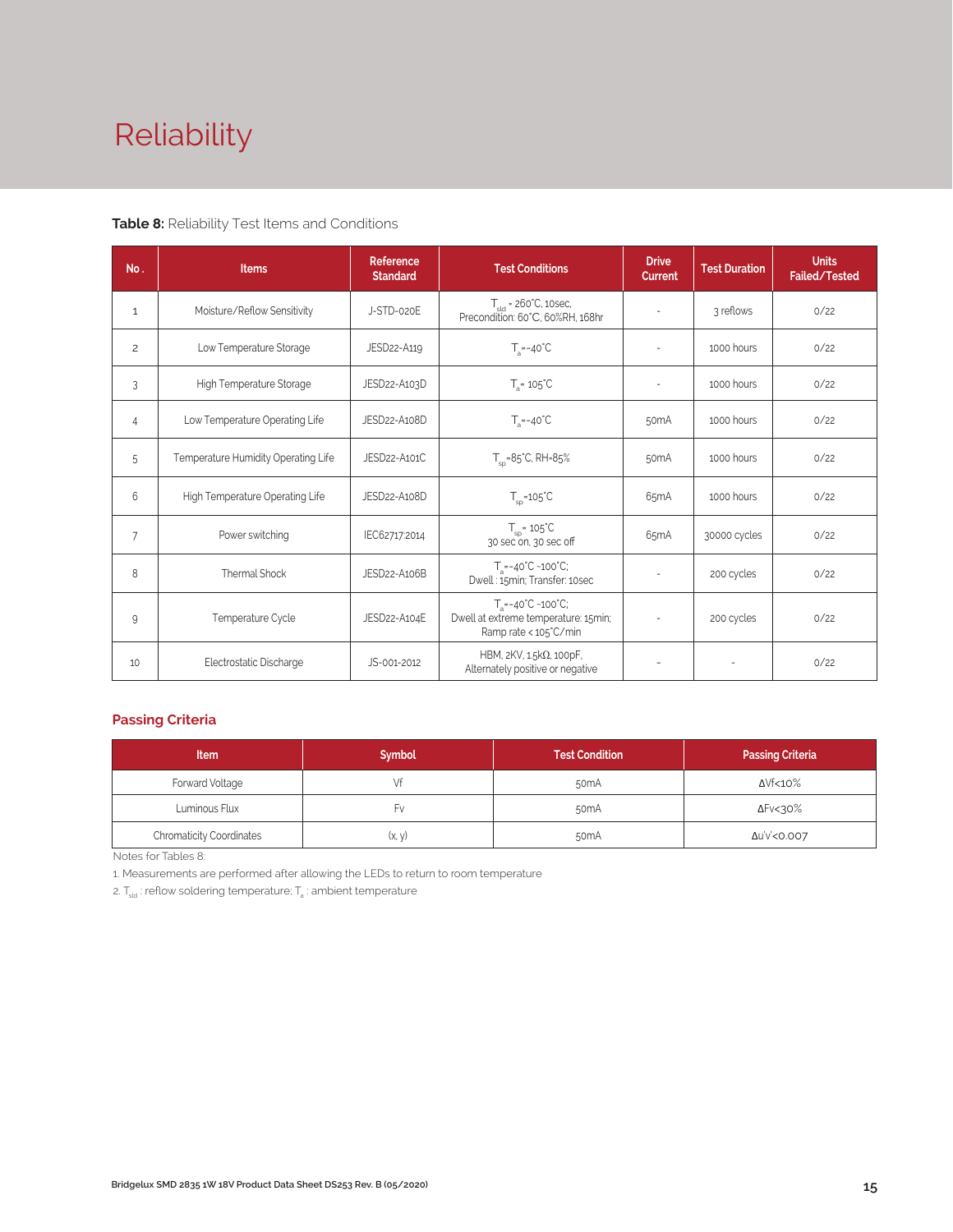# Reliability

**Table 8:** Reliability Test Items and Conditions

| No. | Items | Reference Standard | Test Conditions | Drive Current | Test Duration | Units Failed/Tested |
|---|---|---|---|---|---|---|
| 1 | Moisture/Reflow Sensitivity | J-STD-020E | $T_{sld}$ = 260°C, 10sec, Precondition: 60°C, 60%RH, 168hr | - | 3 reflows | 0/22 |
| 2 | Low Temperature Storage | JESD22-A119 | $T_a$=-40°C | - | 1000 hours | 0/22 |
| 3 | High Temperature Storage | JESD22-A103D | $T_a$= 105°C | - | 1000 hours | 0/22 |
| 4 | Low Temperature Operating Life | JESD22-A108D | $T_a$=-40°C | 50mA | 1000 hours | 0/22 |
| 5 | Temperature Humidity Operating Life | JESD22-A101C | $T_{sp}$=85°C, RH=85% | 50mA | 1000 hours | 0/22 |
| 6 | High Temperature Operating Life | JESD22-A108D | $T_{sp}$=105°C | 65mA | 1000 hours | 0/22 |
| 7 | Power switching | IEC62717:2014 | $T_{sp}$= 105°C 30 sec on, 30 sec off | 65mA | 30000 cycles | 0/22 |
| 8 | Thermal Shock | JESD22-A106B | $T_a$=-40°C ~100°C; Dwell : 15min; Transfer: 10sec | - | 200 cycles | 0/22 |
| 9 | Temperature Cycle | JESD22-A104E | $T_a$=-40°C ~100°C; Dwell at extreme temperature: 15min; Ramp rate < 105°C/min | - | 200 cycles | 0/22 |
| 10 | Electrostatic Discharge | JS-001-2012 | HBM, 2KV, 1.5kΩ, 100pF, Alternately positive or negative | - | - | 0/22 |

## Passing Criteria

| Item | Symbol | Test Condition | Passing Criteria |
|---|---|---|---|
| Forward Voltage | Vf | 50mA | ΔVf<10% |
| Luminous Flux | Fv | 50mA | ΔFv<30% |
| Chromaticity Coordinates | (x, y) | 50mA | Δu'v'<0.007 |

Notes for Tables 8:

1. Measurements are performed after allowing the LEDs to return to room temperature
2. $T_{sld}$ : reflow soldering temperature; $T_a$ : ambient temperature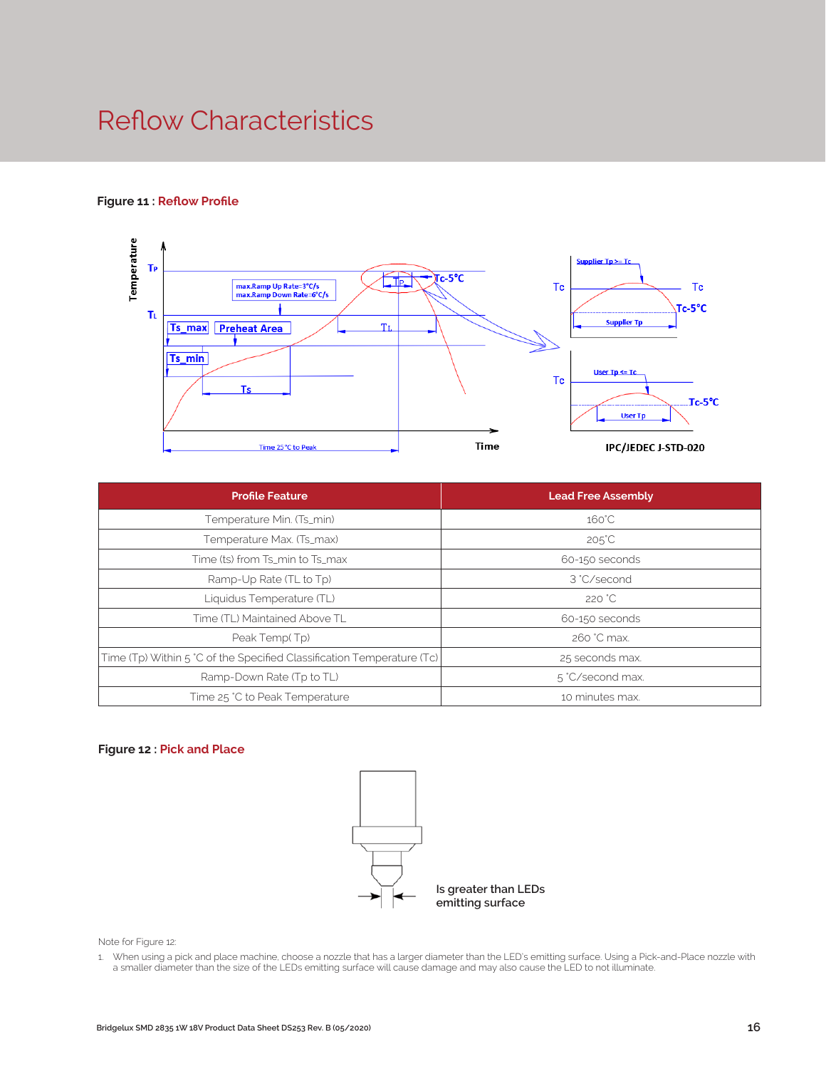# Reflow Characteristics

**Figure 11 : Reflow Profile**

| Profile Feature | Lead Free Assembly |
|---|---|
| Temperature Min. (Ts_min) | 160°C |
| Temperature Max. (Ts_max) | 205°C |
| Time (ts) from Ts_min to Ts_max | 60-150 seconds |
| Ramp-Up Rate (TL to Tp) | 3 °C/second |
| Liquidus Temperature (TL) | 220 °C |
| Time (TL) Maintained Above TL | 60-150 seconds |
| Peak Temp( Tp) | 260 °C max. |
| Time (Tp) Within 5 °C of the Specified Classification Temperature (Tc) | 25 seconds max. |
| Ramp-Down Rate (Tp to TL) | 5 °C/second max. |
| Time 25 °C to Peak Temperature | 10 minutes max. |

**Figure 12 : Pick and Place**

Is greater than LEDs emitting surface

Note for Figure 12:

1. When using a pick and place machine, choose a nozzle that has a larger diameter than the LED's emitting surface. Using a Pick-and-Place nozzle with a smaller diameter than the size of the LEDs emitting surface will cause damage and may also cause the LED to not illuminate.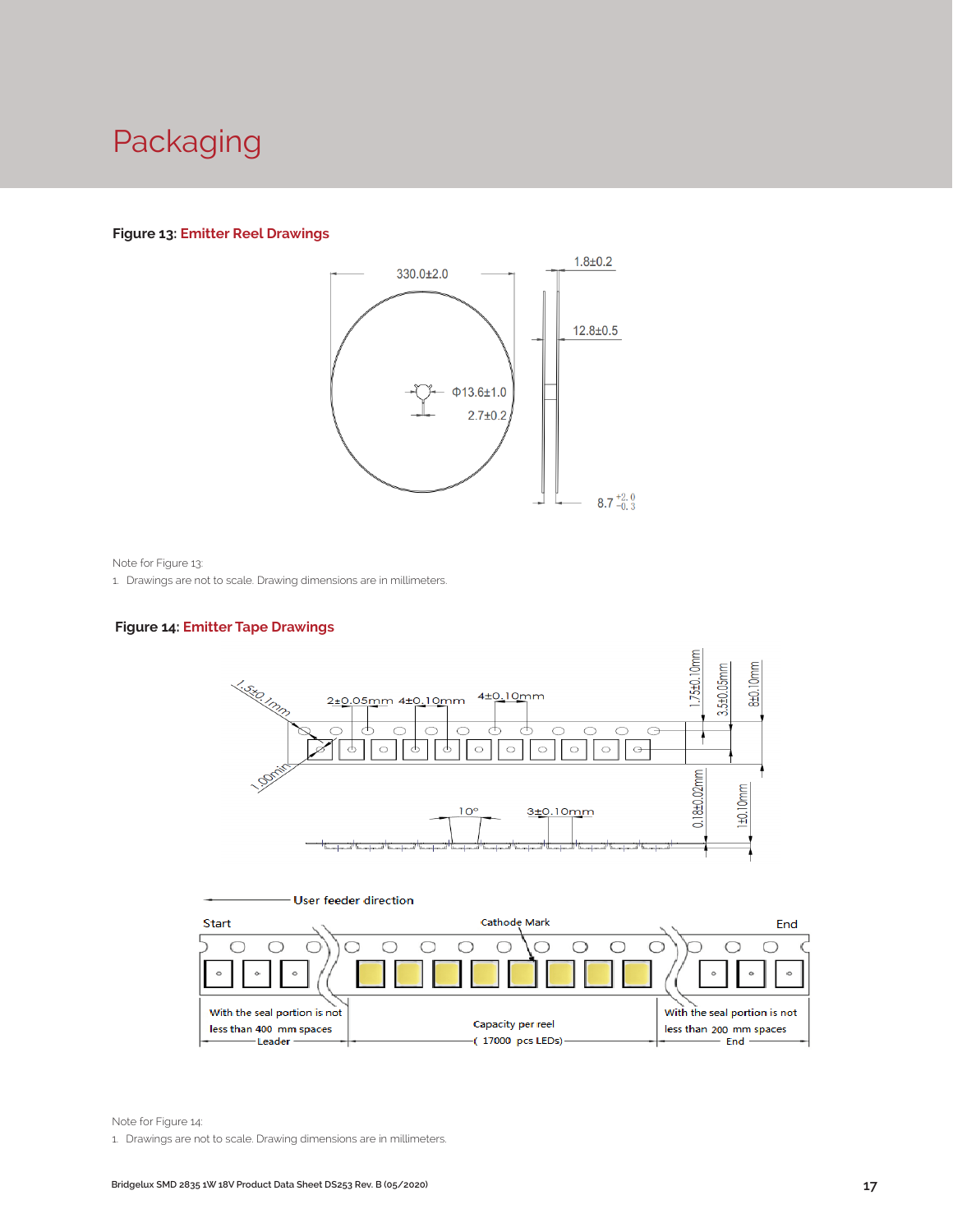# Packaging

**Figure 13: Emitter Reel Drawings**

330.0±2.0

1.8±0.2

12.8±0.5

Φ13.6±1.0

2.7±0.2

8.7 $^{+2.0}_{-0.3}$

Note for Figure 13:

1. Drawings are not to scale. Drawing dimensions are in millimeters.

**Figure 14: Emitter Tape Drawings**

1.5±0.1mm

2±0.05mm 4±0.10mm

4±0.10mm

1.75±0.10mm

3.5±0.05mm

8±0.10mm

1.00min

10°

3±0.10mm

0.18±0.02mm

1±0.10mm

User feeder direction

Start

Cathode Mark

End

With the seal portion is not less than 400 mm spaces

Leader

Capacity per reel ( 17000 pcs LEDs)

With the seal portion is not less than 200 mm spaces

End

Note for Figure 14:

1. Drawings are not to scale. Drawing dimensions are in millimeters.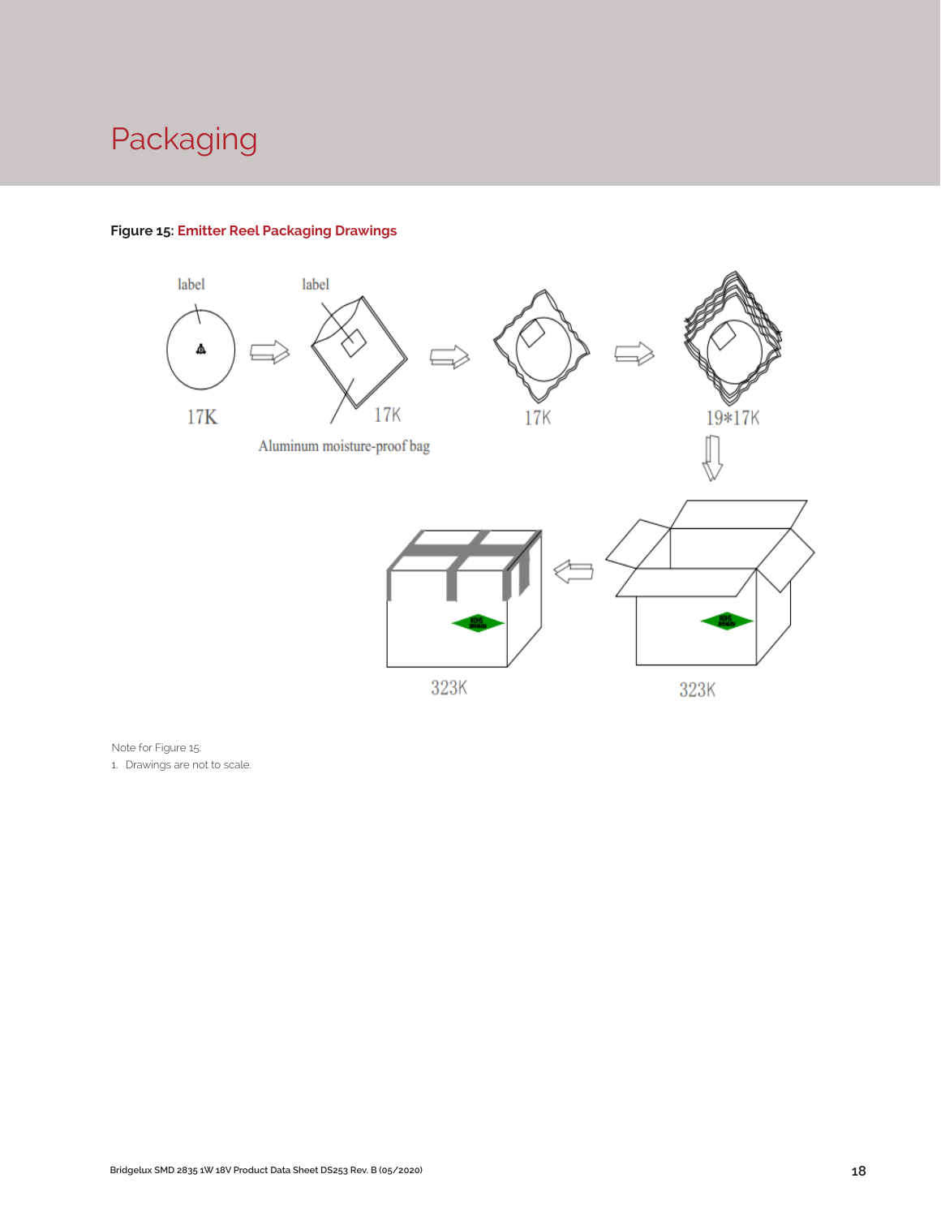# Packaging

**Figure 15:** Emitter Reel Packaging Drawings

Note for Figure 15:

1. Drawings are not to scale.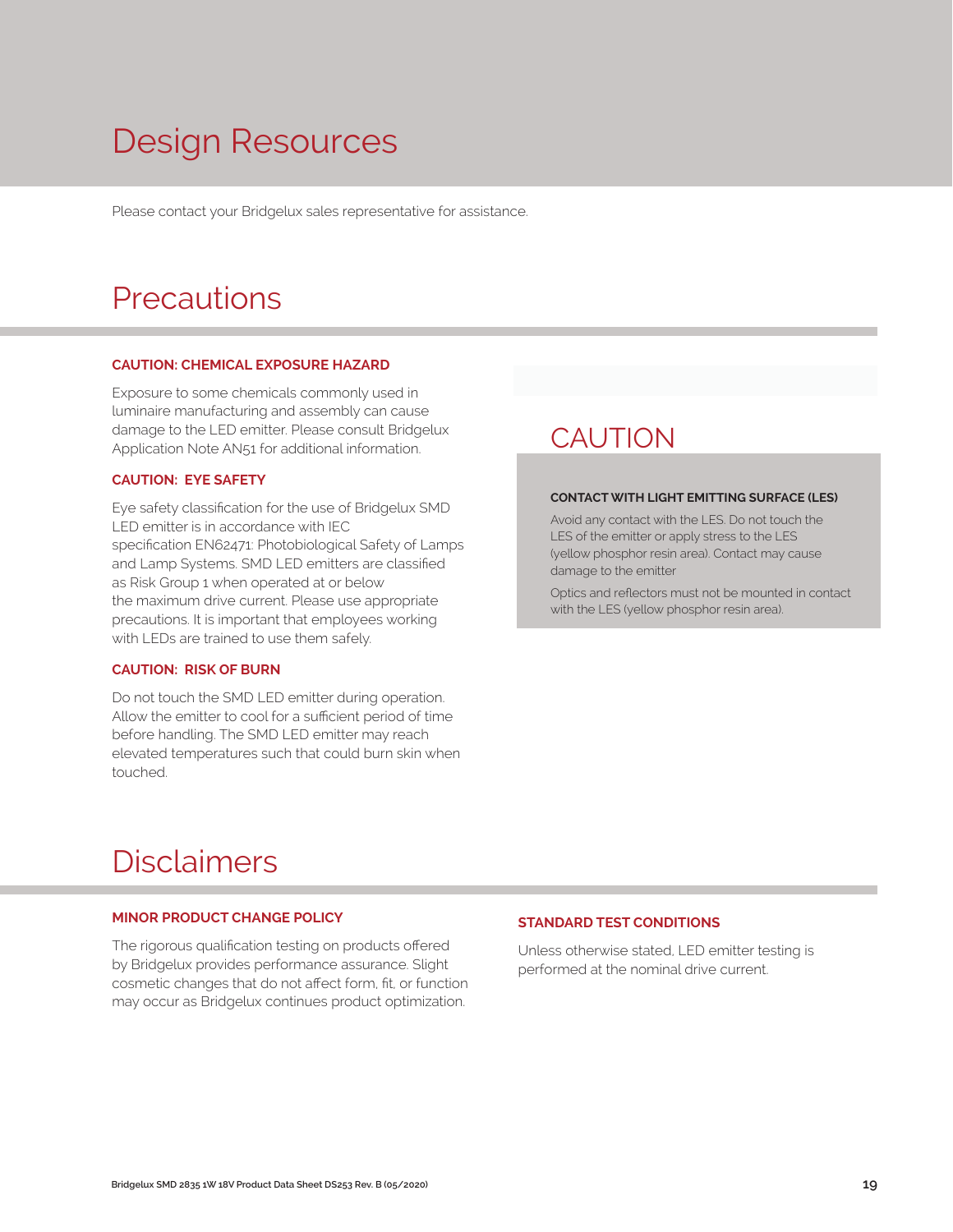# Design Resources

Please contact your Bridgelux sales representative for assistance.

# Precautions

### CAUTION: CHEMICAL EXPOSURE HAZARD

Exposure to some chemicals commonly used in luminaire manufacturing and assembly can cause damage to the LED emitter. Please consult Bridgelux Application Note AN51 for additional information.

### CAUTION: EYE SAFETY

Eye safety classification for the use of Bridgelux SMD LED emitter is in accordance with IEC specification EN62471: Photobiological Safety of Lamps and Lamp Systems. SMD LED emitters are classified as Risk Group 1 when operated at or below the maximum drive current. Please use appropriate precautions. It is important that employees working with LEDs are trained to use them safely.

### CAUTION: RISK OF BURN

Do not touch the SMD LED emitter during operation. Allow the emitter to cool for a sufficient period of time before handling. The SMD LED emitter may reach elevated temperatures such that could burn skin when touched.

## CAUTION

### CONTACT WITH LIGHT EMITTING SURFACE (LES)

Avoid any contact with the LES. Do not touch the LES of the emitter or apply stress to the LES (yellow phosphor resin area). Contact may cause damage to the emitter

Optics and reflectors must not be mounted in contact with the LES (yellow phosphor resin area).

# Disclaimers

### MINOR PRODUCT CHANGE POLICY

The rigorous qualification testing on products offered by Bridgelux provides performance assurance. Slight cosmetic changes that do not affect form, fit, or function may occur as Bridgelux continues product optimization.

### STANDARD TEST CONDITIONS

Unless otherwise stated, LED emitter testing is performed at the nominal drive current.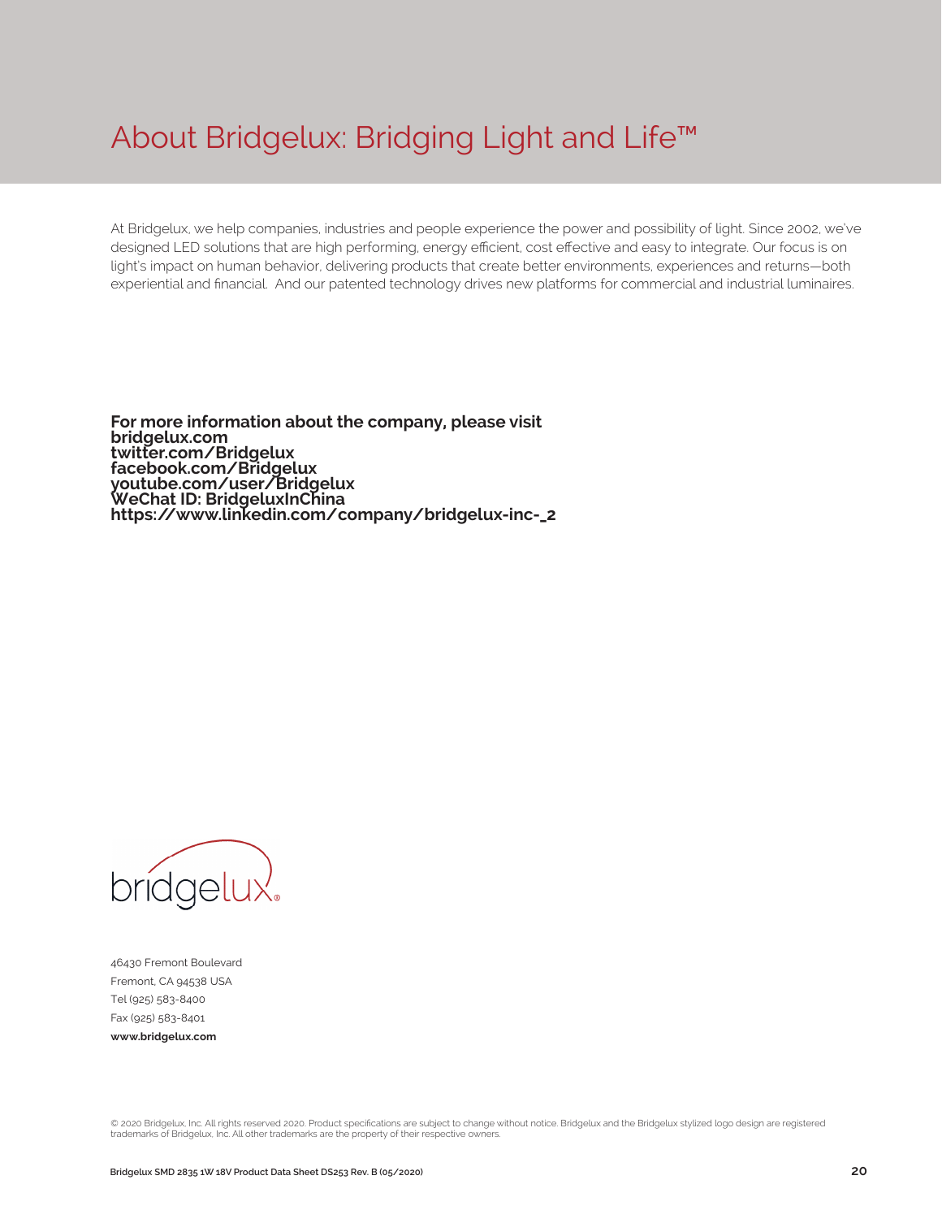# About Bridgelux: Bridging Light and Life™

At Bridgelux, we help companies, industries and people experience the power and possibility of light. Since 2002, we've designed LED solutions that are high performing, energy efficient, cost effective and easy to integrate. Our focus is on light's impact on human behavior, delivering products that create better environments, experiences and returns—both experiential and financial. And our patented technology drives new platforms for commercial and industrial luminaires.

**For more information about the company, please visit**
**bridgelux.com**
**twitter.com/Bridgelux**
**facebook.com/Bridgelux**
**youtube.com/user/Bridgelux**
**WeChat ID: BridgeluxInChina**
**https://www.linkedin.com/company/bridgelux-inc-_2**

bridgelux®

46430 Fremont Boulevard
Fremont, CA 94538 USA
Tel (925) 583-8400
Fax (925) 583-8401
**www.bridgelux.com**

© 2020 Bridgelux, Inc. All rights reserved 2020. Product specifications are subject to change without notice. Bridgelux and the Bridgelux stylized logo design are registered trademarks of Bridgelux, Inc. All other trademarks are the property of their respective owners.